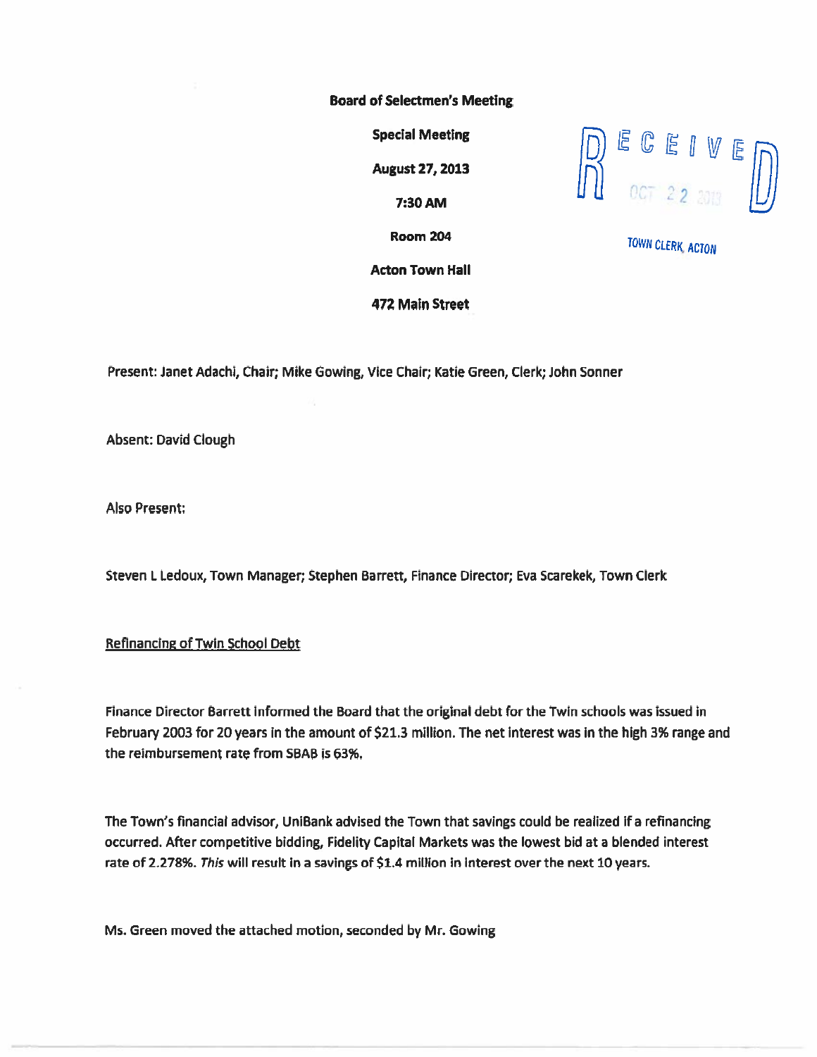**Board of Selectmen's Meeting**

**Special Meeting**

**August 27, 2013**

**7:30 AM**

**Room 204**

**Acton Town Hall**

**472 Main Street**

RECEIVED
OCT 22 2013
TOWN CLERK, ACTON

Present: Janet Adachi, Chair; Mike Gowing, Vice Chair; Katie Green, Clerk; John Sonner

Absent: David Clough

Also Present:

Steven L Ledoux, Town Manager; Stephen Barrett, Finance Director; Eva Scarekek, Town Clerk

Refinancing of Twin School Debt

Finance Director Barrett informed the Board that the original debt for the Twin schools was issued in February 2003 for 20 years in the amount of $21.3 million. The net interest was in the high 3% range and the reimbursement rate from SBAB is 63%.

The Town's financial advisor, UniBank advised the Town that savings could be realized if a refinancing occurred. After competitive bidding, Fidelity Capital Markets was the lowest bid at a blended interest rate of 2.278%. *This* will result in a savings of $1.4 million in interest over the next 10 years.

Ms. Green moved the attached motion, seconded by Mr. Gowing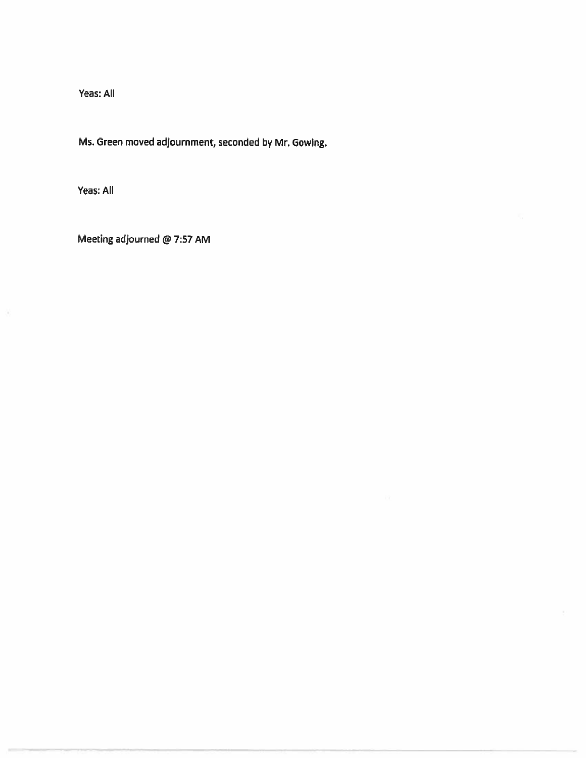Yeas: All

Ms. Green moved adjournment, seconded by Mr. Gowing.

Yeas: All

Meeting adjourned @ 7:57 AM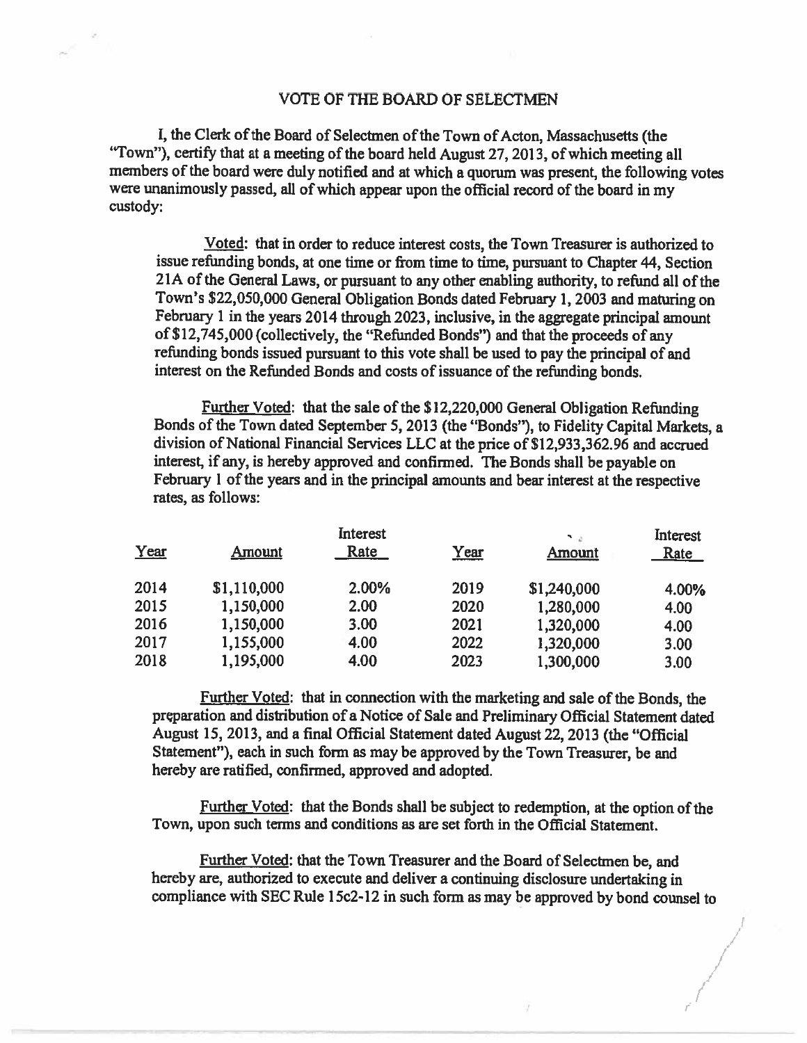VOTE OF THE BOARD OF SELECTMEN

I, the Clerk of the Board of Selectmen of the Town of Acton, Massachusetts (the "Town"), certify that at a meeting of the board held August 27, 2013, of which meeting all members of the board were duly notified and at which a quorum was present, the following votes were unanimously passed, all of which appear upon the official record of the board in my custody:

Voted: that in order to reduce interest costs, the Town Treasurer is authorized to issue refunding bonds, at one time or from time to time, pursuant to Chapter 44, Section 21A of the General Laws, or pursuant to any other enabling authority, to refund all of the Town's $22,050,000 General Obligation Bonds dated February 1, 2003 and maturing on February 1 in the years 2014 through 2023, inclusive, in the aggregate principal amount of $12,745,000 (collectively, the "Refunded Bonds") and that the proceeds of any refunding bonds issued pursuant to this vote shall be used to pay the principal of and interest on the Refunded Bonds and costs of issuance of the refunding bonds.

Further Voted: that the sale of the $12,220,000 General Obligation Refunding Bonds of the Town dated September 5, 2013 (the "Bonds"), to Fidelity Capital Markets, a division of National Financial Services LLC at the price of $12,933,362.96 and accrued interest, if any, is hereby approved and confirmed. The Bonds shall be payable on February 1 of the years and in the principal amounts and bear interest at the respective rates, as follows:

| Year | Amount | Interest Rate | Year | Amount | Interest Rate |
|---|---|---|---|---|---|
| 2014 | $1,110,000 | 2.00% | 2019 | $1,240,000 | 4.00% |
| 2015 | 1,150,000 | 2.00 | 2020 | 1,280,000 | 4.00 |
| 2016 | 1,150,000 | 3.00 | 2021 | 1,320,000 | 4.00 |
| 2017 | 1,155,000 | 4.00 | 2022 | 1,320,000 | 3.00 |
| 2018 | 1,195,000 | 4.00 | 2023 | 1,300,000 | 3.00 |

Further Voted: that in connection with the marketing and sale of the Bonds, the preparation and distribution of a Notice of Sale and Preliminary Official Statement dated August 15, 2013, and a final Official Statement dated August 22, 2013 (the "Official Statement"), each in such form as may be approved by the Town Treasurer, be and hereby are ratified, confirmed, approved and adopted.

Further Voted: that the Bonds shall be subject to redemption, at the option of the Town, upon such terms and conditions as are set forth in the Official Statement.

Further Voted: that the Town Treasurer and the Board of Selectmen be, and hereby are, authorized to execute and deliver a continuing disclosure undertaking in compliance with SEC Rule 15c2-12 in such form as may be approved by bond counsel to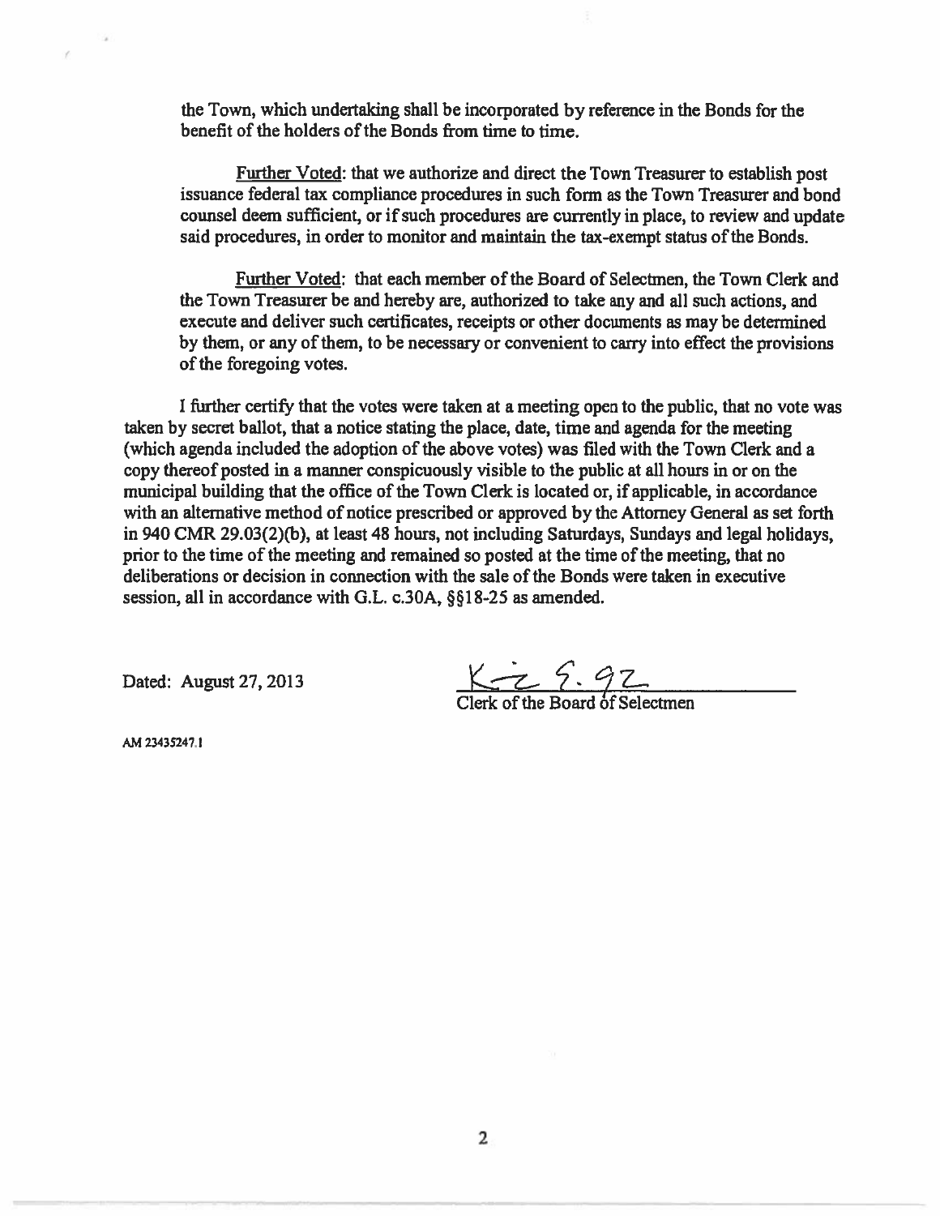the Town, which undertaking shall be incorporated by reference in the Bonds for the benefit of the holders of the Bonds from time to time.

Further Voted: that we authorize and direct the Town Treasurer to establish post issuance federal tax compliance procedures in such form as the Town Treasurer and bond counsel deem sufficient, or if such procedures are currently in place, to review and update said procedures, in order to monitor and maintain the tax-exempt status of the Bonds.

Further Voted: that each member of the Board of Selectmen, the Town Clerk and the Town Treasurer be and hereby are, authorized to take any and all such actions, and execute and deliver such certificates, receipts or other documents as may be determined by them, or any of them, to be necessary or convenient to carry into effect the provisions of the foregoing votes.

I further certify that the votes were taken at a meeting open to the public, that no vote was taken by secret ballot, that a notice stating the place, date, time and agenda for the meeting (which agenda included the adoption of the above votes) was filed with the Town Clerk and a copy thereof posted in a manner conspicuously visible to the public at all hours in or on the municipal building that the office of the Town Clerk is located or, if applicable, in accordance with an alternative method of notice prescribed or approved by the Attorney General as set forth in 940 CMR 29.03(2)(b), at least 48 hours, not including Saturdays, Sundays and legal holidays, prior to the time of the meeting and remained so posted at the time of the meeting, that no deliberations or decision in connection with the sale of the Bonds were taken in executive session, all in accordance with G.L. c.30A, §§18-25 as amended.

Dated: August 27, 2013

Clerk of the Board of Selectmen

AM 23435247.1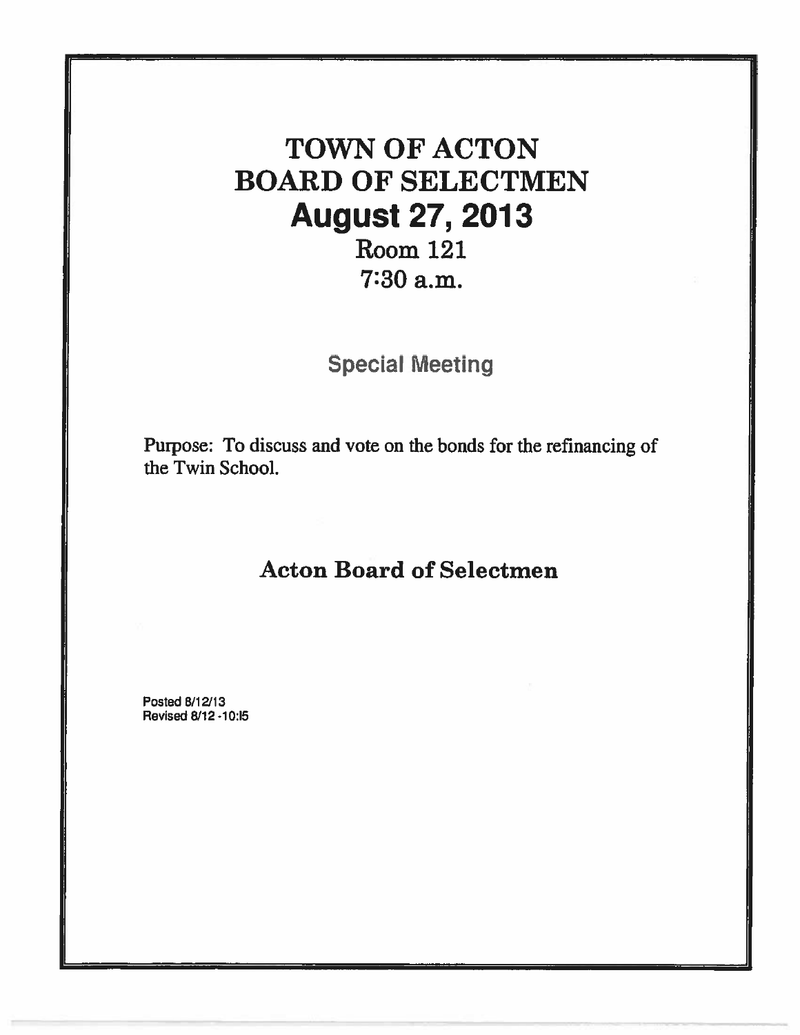# TOWN OF ACTON
# BOARD OF SELECTMEN
# August 27, 2013

Room 121

7:30 a.m.

## Special Meeting

Purpose: To discuss and vote on the bonds for the refinancing of the Twin School.

## Acton Board of Selectmen

Posted 8/12/13
Revised 8/12 -10:15